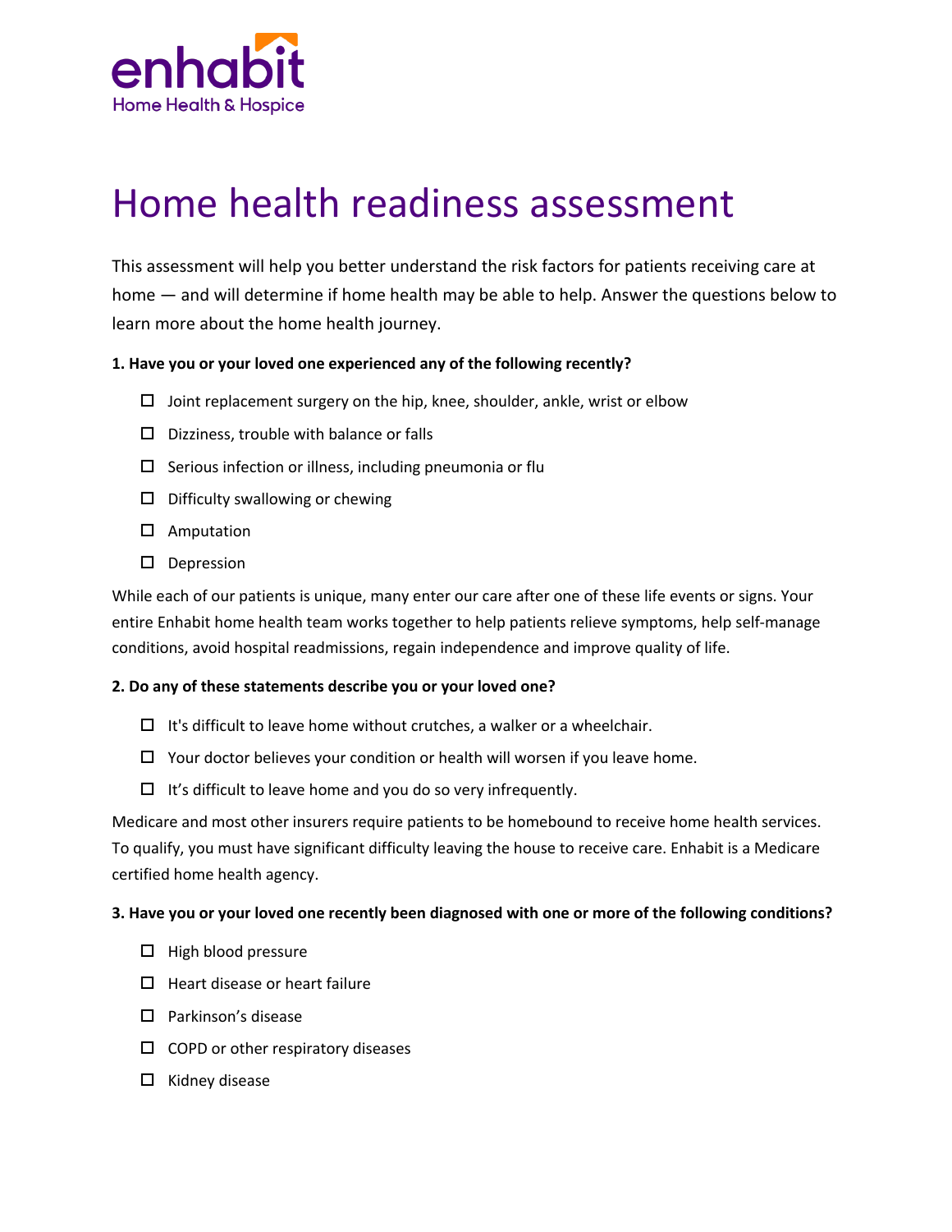enhabit

Home Health & Hospice

# Home health readiness assessment

This assessment will help you better understand the risk factors for patients receiving care at home — and will determine if home health may be able to help. Answer the questions below to learn more about the home health journey.

**1. Have you or your loved one experienced any of the following recently?**

- ☐ Joint replacement surgery on the hip, knee, shoulder, ankle, wrist or elbow
- ☐ Dizziness, trouble with balance or falls
- ☐ Serious infection or illness, including pneumonia or flu
- ☐ Difficulty swallowing or chewing
- ☐ Amputation
- ☐ Depression

While each of our patients is unique, many enter our care after one of these life events or signs. Your entire Enhabit home health team works together to help patients relieve symptoms, help self-manage conditions, avoid hospital readmissions, regain independence and improve quality of life.

**2. Do any of these statements describe you or your loved one?**

- ☐ It's difficult to leave home without crutches, a walker or a wheelchair.
- ☐ Your doctor believes your condition or health will worsen if you leave home.
- ☐ It's difficult to leave home and you do so very infrequently.

Medicare and most other insurers require patients to be homebound to receive home health services. To qualify, you must have significant difficulty leaving the house to receive care. Enhabit is a Medicare certified home health agency.

**3. Have you or your loved one recently been diagnosed with one or more of the following conditions?**

- ☐ High blood pressure
- ☐ Heart disease or heart failure
- ☐ Parkinson's disease
- ☐ COPD or other respiratory diseases
- ☐ Kidney disease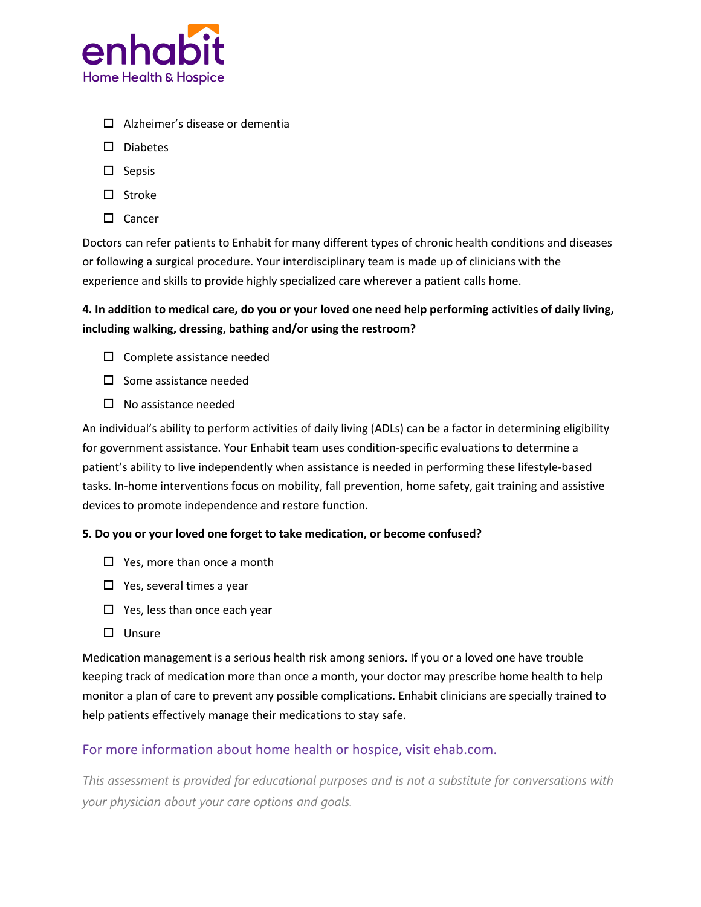- ☐ Alzheimer's disease or dementia
- ☐ Diabetes
- ☐ Sepsis
- ☐ Stroke
- ☐ Cancer

Doctors can refer patients to Enhabit for many different types of chronic health conditions and diseases or following a surgical procedure. Your interdisciplinary team is made up of clinicians with the experience and skills to provide highly specialized care wherever a patient calls home.

**4. In addition to medical care, do you or your loved one need help performing activities of daily living, including walking, dressing, bathing and/or using the restroom?**

- ☐ Complete assistance needed
- ☐ Some assistance needed
- ☐ No assistance needed

An individual's ability to perform activities of daily living (ADLs) can be a factor in determining eligibility for government assistance. Your Enhabit team uses condition-specific evaluations to determine a patient's ability to live independently when assistance is needed in performing these lifestyle-based tasks. In-home interventions focus on mobility, fall prevention, home safety, gait training and assistive devices to promote independence and restore function.

**5. Do you or your loved one forget to take medication, or become confused?**

- ☐ Yes, more than once a month
- ☐ Yes, several times a year
- ☐ Yes, less than once each year
- ☐ Unsure

Medication management is a serious health risk among seniors. If you or a loved one have trouble keeping track of medication more than once a month, your doctor may prescribe home health to help monitor a plan of care to prevent any possible complications. Enhabit clinicians are specially trained to help patients effectively manage their medications to stay safe.

For more information about home health or hospice, visit ehab.com.

*This assessment is provided for educational purposes and is not a substitute for conversations with your physician about your care options and goals.*